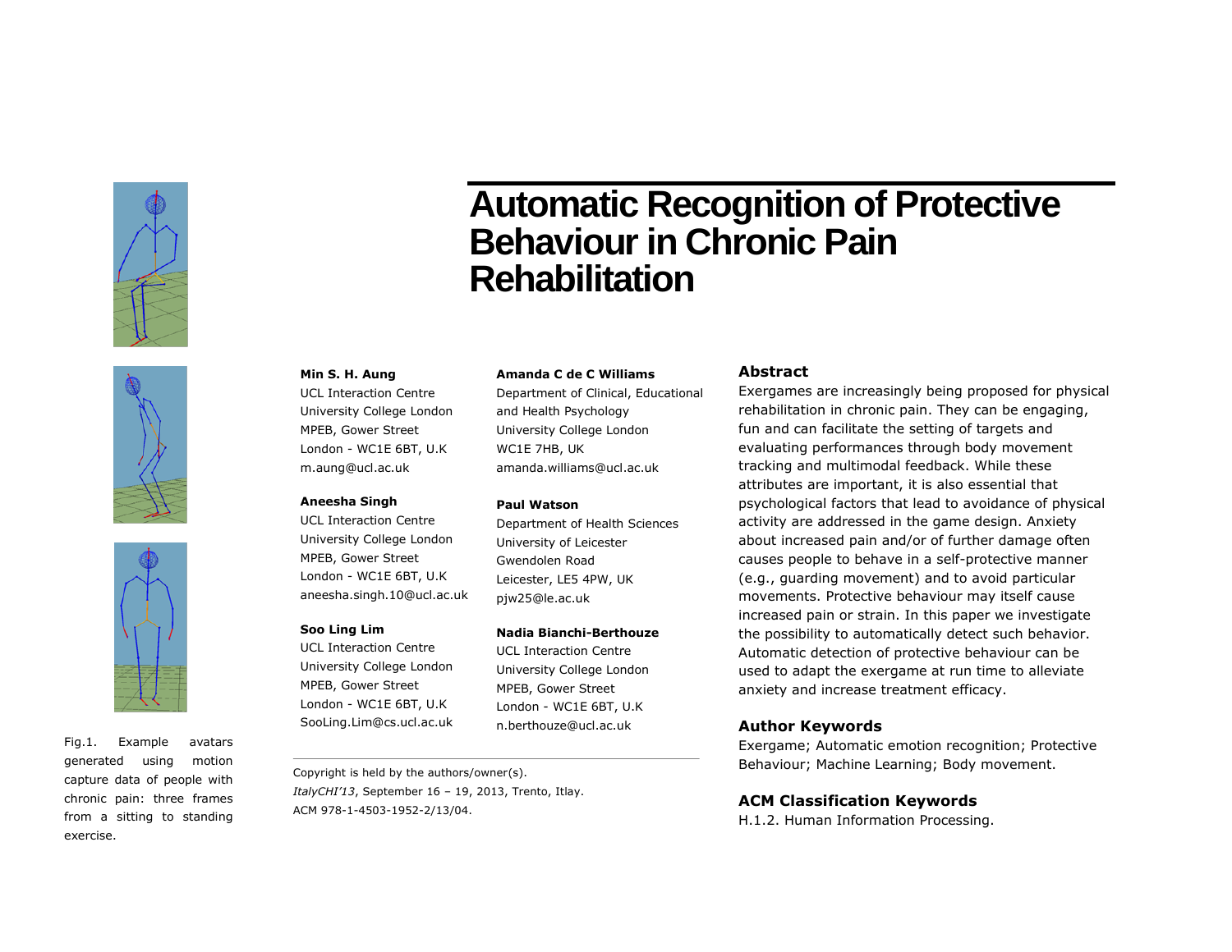# Automatic Recognition of Protective Behaviour in Chronic Pain Rehabilitation

Fig.1. Example avatars generated using motion capture data of people with chronic pain: three frames from a sitting to standing exercise.

**Min S. H. Aung**
UCL Interaction Centre
University College London
MPEB, Gower Street
London - WC1E 6BT, U.K
m.aung@ucl.ac.uk

**Aneesha Singh**
UCL Interaction Centre
University College London
MPEB, Gower Street
London - WC1E 6BT, U.K
aneesha.singh.10@ucl.ac.uk

**Soo Ling Lim**
UCL Interaction Centre
University College London
MPEB, Gower Street
London - WC1E 6BT, U.K
SooLing.Lim@cs.ucl.ac.uk

**Amanda C de C Williams**
Department of Clinical, Educational and Health Psychology
University College London
WC1E 7HB, UK
amanda.williams@ucl.ac.uk

**Paul Watson**
Department of Health Sciences
University of Leicester
Gwendolen Road
Leicester, LE5 4PW, UK
pjw25@le.ac.uk

**Nadia Bianchi-Berthouze**
UCL Interaction Centre
University College London
MPEB, Gower Street
London - WC1E 6BT, U.K
n.berthouze@ucl.ac.uk

Copyright is held by the authors/owner(s).
*ItalyCHI'13*, September 16 – 19, 2013, Trento, Itlay.
ACM 978-1-4503-1952-2/13/04.

## Abstract

Exergames are increasingly being proposed for physical rehabilitation in chronic pain. They can be engaging, fun and can facilitate the setting of targets and evaluating performances through body movement tracking and multimodal feedback. While these attributes are important, it is also essential that psychological factors that lead to avoidance of physical activity are addressed in the game design. Anxiety about increased pain and/or of further damage often causes people to behave in a self-protective manner (e.g., guarding movement) and to avoid particular movements. Protective behaviour may itself cause increased pain or strain. In this paper we investigate the possibility to automatically detect such behavior. Automatic detection of protective behaviour can be used to adapt the exergame at run time to alleviate anxiety and increase treatment efficacy.

## Author Keywords

Exergame; Automatic emotion recognition; Protective Behaviour; Machine Learning; Body movement.

## ACM Classification Keywords

H.1.2. Human Information Processing.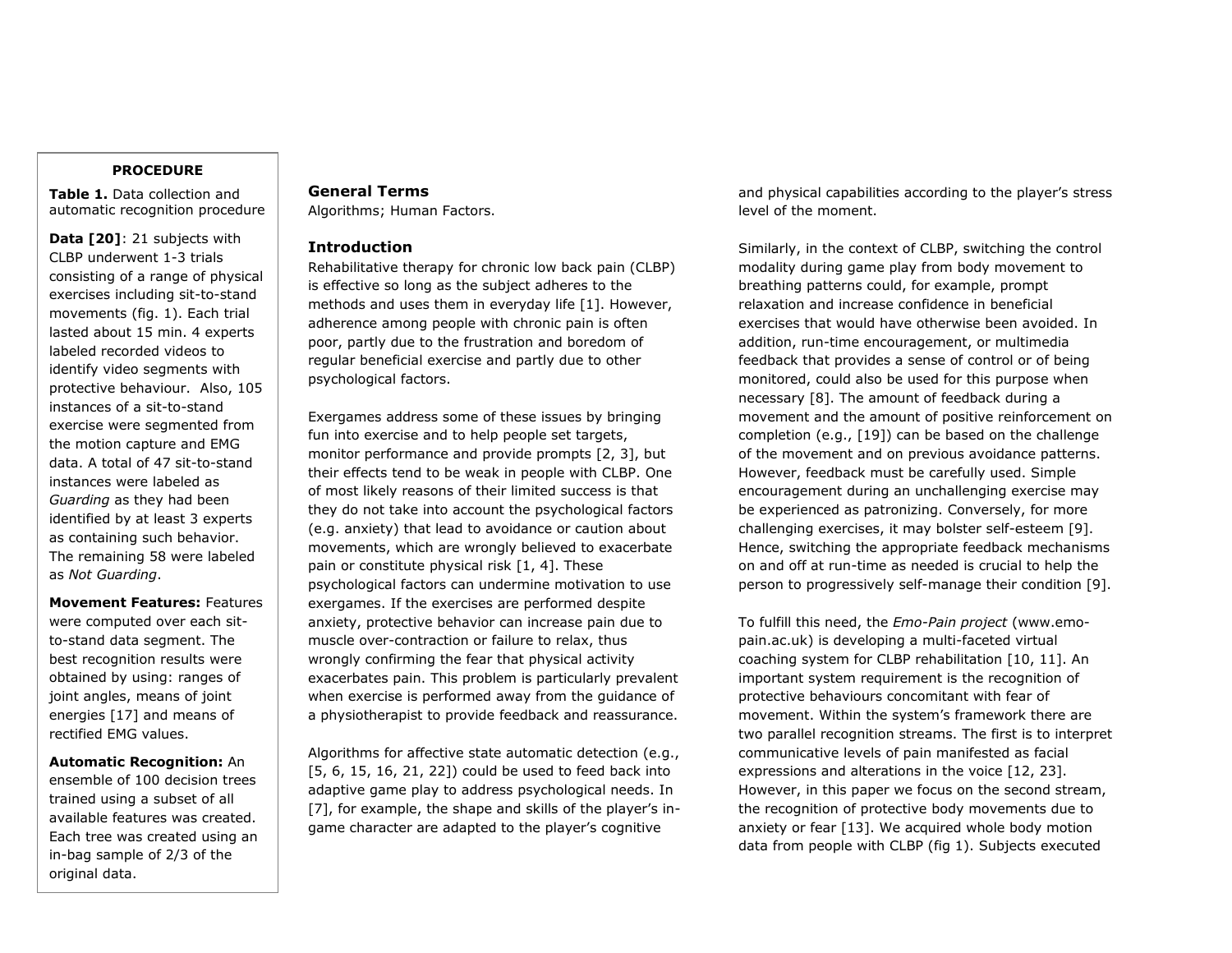**PROCEDURE**

**Table 1.** Data collection and automatic recognition procedure

**Data [20]**: 21 subjects with CLBP underwent 1-3 trials consisting of a range of physical exercises including sit-to-stand movements (fig. 1). Each trial lasted about 15 min. 4 experts labeled recorded videos to identify video segments with protective behaviour. Also, 105 instances of a sit-to-stand exercise were segmented from the motion capture and EMG data. A total of 47 sit-to-stand instances were labeled as *Guarding* as they had been identified by at least 3 experts as containing such behavior. The remaining 58 were labeled as *Not Guarding*.

**Movement Features:** Features were computed over each sit-to-stand data segment. The best recognition results were obtained by using: ranges of joint angles, means of joint energies [17] and means of rectified EMG values.

**Automatic Recognition:** An ensemble of 100 decision trees trained using a subset of all available features was created. Each tree was created using an in-bag sample of 2/3 of the original data.

## General Terms

Algorithms; Human Factors.

## Introduction

Rehabilitative therapy for chronic low back pain (CLBP) is effective so long as the subject adheres to the methods and uses them in everyday life [1]. However, adherence among people with chronic pain is often poor, partly due to the frustration and boredom of regular beneficial exercise and partly due to other psychological factors.

Exergames address some of these issues by bringing fun into exercise and to help people set targets, monitor performance and provide prompts [2, 3], but their effects tend to be weak in people with CLBP. One of most likely reasons of their limited success is that they do not take into account the psychological factors (e.g. anxiety) that lead to avoidance or caution about movements, which are wrongly believed to exacerbate pain or constitute physical risk [1, 4]. These psychological factors can undermine motivation to use exergames. If the exercises are performed despite anxiety, protective behavior can increase pain due to muscle over-contraction or failure to relax, thus wrongly confirming the fear that physical activity exacerbates pain. This problem is particularly prevalent when exercise is performed away from the guidance of a physiotherapist to provide feedback and reassurance.

Algorithms for affective state automatic detection (e.g., [5, 6, 15, 16, 21, 22]) could be used to feed back into adaptive game play to address psychological needs. In [7], for example, the shape and skills of the player's in-game character are adapted to the player's cognitive and physical capabilities according to the player's stress level of the moment.

Similarly, in the context of CLBP, switching the control modality during game play from body movement to breathing patterns could, for example, prompt relaxation and increase confidence in beneficial exercises that would have otherwise been avoided. In addition, run-time encouragement, or multimedia feedback that provides a sense of control or of being monitored, could also be used for this purpose when necessary [8]. The amount of feedback during a movement and the amount of positive reinforcement on completion (e.g., [19]) can be based on the challenge of the movement and on previous avoidance patterns. However, feedback must be carefully used. Simple encouragement during an unchallenging exercise may be experienced as patronizing. Conversely, for more challenging exercises, it may bolster self-esteem [9]. Hence, switching the appropriate feedback mechanisms on and off at run-time as needed is crucial to help the person to progressively self-manage their condition [9].

To fulfill this need, the *Emo-Pain project* (www.emo-pain.ac.uk) is developing a multi-faceted virtual coaching system for CLBP rehabilitation [10, 11]. An important system requirement is the recognition of protective behaviours concomitant with fear of movement. Within the system's framework there are two parallel recognition streams. The first is to interpret communicative levels of pain manifested as facial expressions and alterations in the voice [12, 23]. However, in this paper we focus on the second stream, the recognition of protective body movements due to anxiety or fear [13]. We acquired whole body motion data from people with CLBP (fig 1). Subjects executed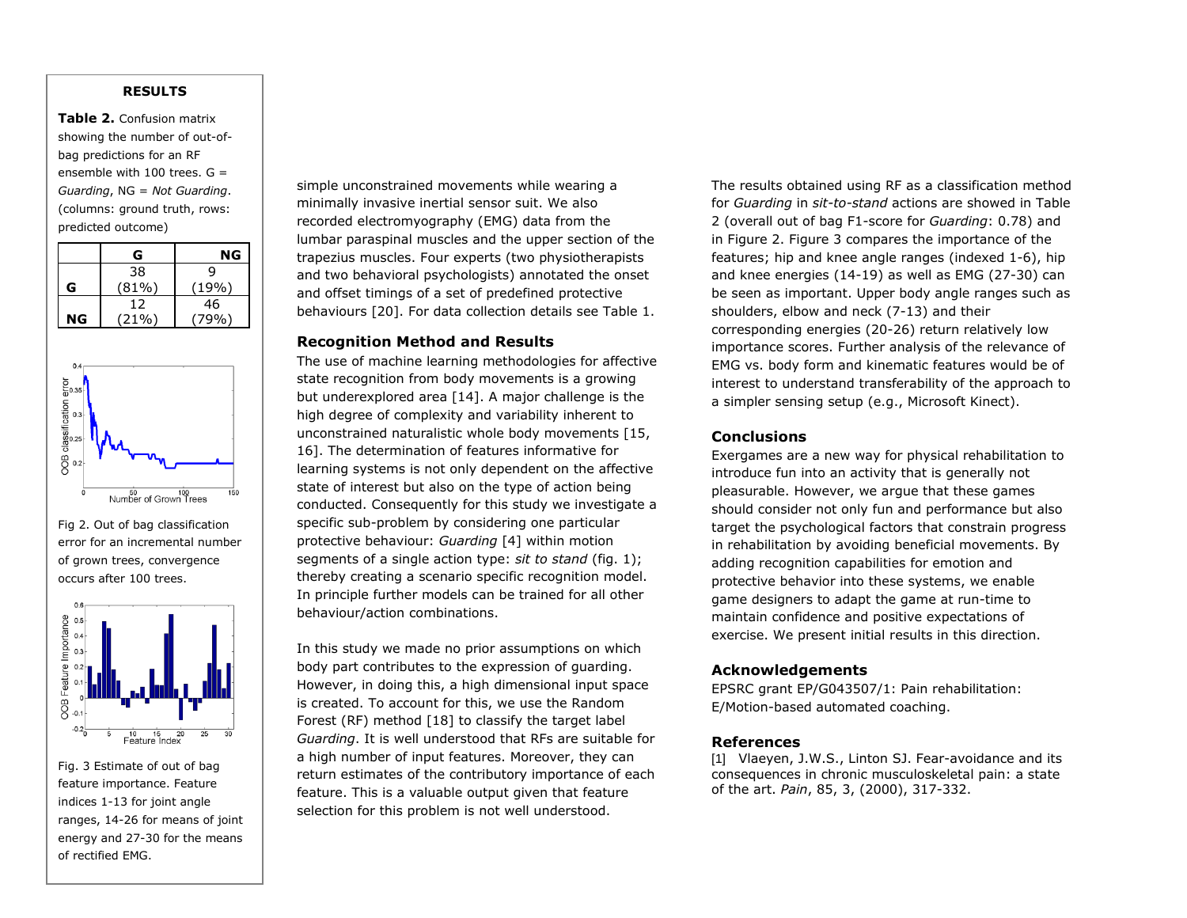## RESULTS

**Table 2.** Confusion matrix showing the number of out-of-bag predictions for an RF ensemble with 100 trees. G = *Guarding*, NG = *Not Guarding*. (columns: ground truth, rows: predicted outcome)

| | G | NG |
|---|---|---|
| G | 38 (81%) | 9 (19%) |
| NG | 12 (21%) | 46 (79%) |

Fig 2. Out of bag classification error for an incremental number of grown trees, convergence occurs after 100 trees.

Fig. 3 Estimate of out of bag feature importance. Feature indices 1-13 for joint angle ranges, 14-26 for means of joint energy and 27-30 for the means of rectified EMG.

simple unconstrained movements while wearing a minimally invasive inertial sensor suit. We also recorded electromyography (EMG) data from the lumbar paraspinal muscles and the upper section of the trapezius muscles. Four experts (two physiotherapists and two behavioral psychologists) annotated the onset and offset timings of a set of predefined protective behaviours [20]. For data collection details see Table 1.

### Recognition Method and Results

The use of machine learning methodologies for affective state recognition from body movements is a growing but underexplored area [14]. A major challenge is the high degree of complexity and variability inherent to unconstrained naturalistic whole body movements [15, 16]. The determination of features informative for learning systems is not only dependent on the affective state of interest but also on the type of action being conducted. Consequently for this study we investigate a specific sub-problem by considering one particular protective behaviour: *Guarding* [4] within motion segments of a single action type: *sit to stand* (fig. 1); thereby creating a scenario specific recognition model. In principle further models can be trained for all other behaviour/action combinations.

In this study we made no prior assumptions on which body part contributes to the expression of guarding. However, in doing this, a high dimensional input space is created. To account for this, we use the Random Forest (RF) method [18] to classify the target label *Guarding*. It is well understood that RFs are suitable for a high number of input features. Moreover, they can return estimates of the contributory importance of each feature. This is a valuable output given that feature selection for this problem is not well understood.

The results obtained using RF as a classification method for *Guarding* in *sit-to-stand* actions are showed in Table 2 (overall out of bag F1-score for *Guarding*: 0.78) and in Figure 2. Figure 3 compares the importance of the features; hip and knee angle ranges (indexed 1-6), hip and knee energies (14-19) as well as EMG (27-30) can be seen as important. Upper body angle ranges such as shoulders, elbow and neck (7-13) and their corresponding energies (20-26) return relatively low importance scores. Further analysis of the relevance of EMG vs. body form and kinematic features would be of interest to understand transferability of the approach to a simpler sensing setup (e.g., Microsoft Kinect).

### Conclusions

Exergames are a new way for physical rehabilitation to introduce fun into an activity that is generally not pleasurable. However, we argue that these games should consider not only fun and performance but also target the psychological factors that constrain progress in rehabilitation by avoiding beneficial movements. By adding recognition capabilities for emotion and protective behavior into these systems, we enable game designers to adapt the game at run-time to maintain confidence and positive expectations of exercise. We present initial results in this direction.

### Acknowledgements

EPSRC grant EP/G043507/1: Pain rehabilitation: E/Motion-based automated coaching.

### References

[1] Vlaeyen, J.W.S., Linton SJ. Fear-avoidance and its consequences in chronic musculoskeletal pain: a state of the art. *Pain*, 85, 3, (2000), 317-332.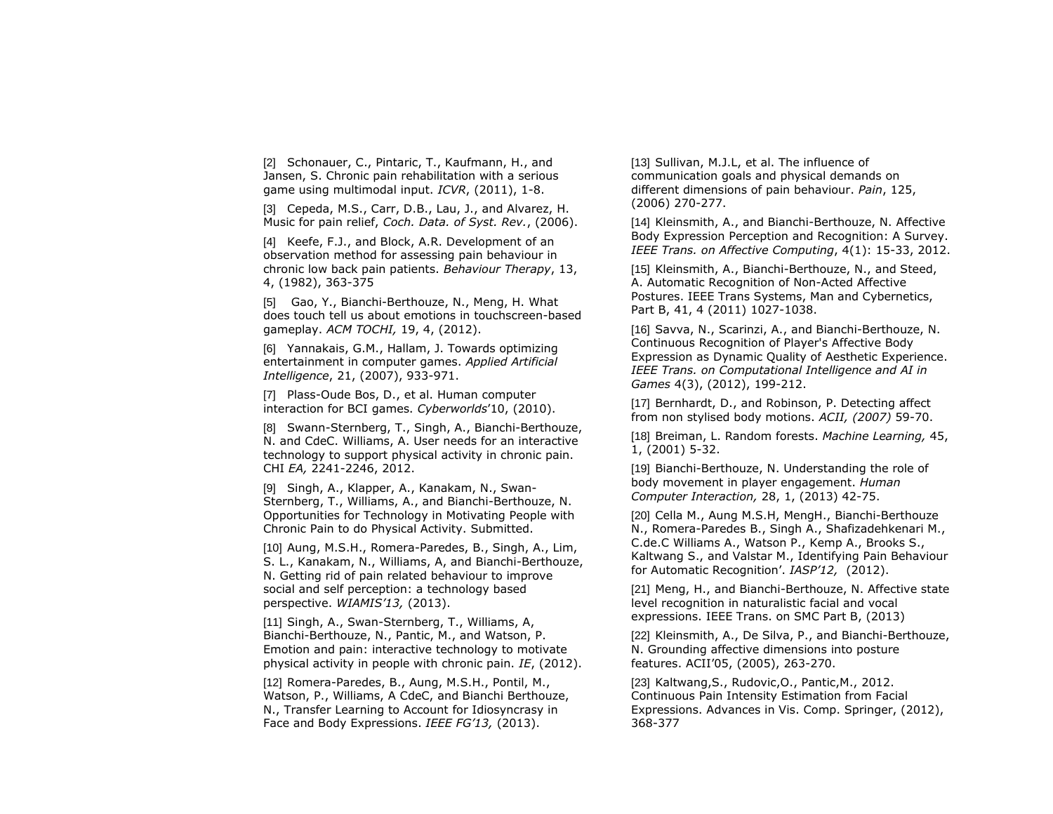[2] Schonauer, C., Pintaric, T., Kaufmann, H., and Jansen, S. Chronic pain rehabilitation with a serious game using multimodal input. *ICVR*, (2011), 1-8.

[3] Cepeda, M.S., Carr, D.B., Lau, J., and Alvarez, H. Music for pain relief, *Coch. Data. of Syst. Rev.*, (2006).

[4] Keefe, F.J., and Block, A.R. Development of an observation method for assessing pain behaviour in chronic low back pain patients. *Behaviour Therapy*, 13, 4, (1982), 363-375

[5] Gao, Y., Bianchi-Berthouze, N., Meng, H. What does touch tell us about emotions in touchscreen-based gameplay. *ACM TOCHI,* 19, 4, (2012).

[6] Yannakais, G.M., Hallam, J. Towards optimizing entertainment in computer games. *Applied Artificial Intelligence*, 21, (2007), 933-971.

[7] Plass-Oude Bos, D., et al. Human computer interaction for BCI games. *Cyberworlds*'10, (2010).

[8] Swann-Sternberg, T., Singh, A., Bianchi-Berthouze, N. and CdeC. Williams, A. User needs for an interactive technology to support physical activity in chronic pain. CHI *EA,* 2241-2246, 2012.

[9] Singh, A., Klapper, A., Kanakam, N., Swan-Sternberg, T., Williams, A., and Bianchi-Berthouze, N. Opportunities for Technology in Motivating People with Chronic Pain to do Physical Activity. Submitted.

[10] Aung, M.S.H., Romera-Paredes, B., Singh, A., Lim, S. L., Kanakam, N., Williams, A, and Bianchi-Berthouze, N. Getting rid of pain related behaviour to improve social and self perception: a technology based perspective. *WIAMIS'13,* (2013).

[11] Singh, A., Swan-Sternberg, T., Williams, A, Bianchi-Berthouze, N., Pantic, M., and Watson, P. Emotion and pain: interactive technology to motivate physical activity in people with chronic pain. *IE*, (2012).

[12] Romera-Paredes, B., Aung, M.S.H., Pontil, M., Watson, P., Williams, A CdeC, and Bianchi Berthouze, N., Transfer Learning to Account for Idiosyncrasy in Face and Body Expressions. *IEEE FG'13,* (2013).

[13] Sullivan, M.J.L, et al. The influence of communication goals and physical demands on different dimensions of pain behaviour. *Pain*, 125, (2006) 270-277.

[14] Kleinsmith, A., and Bianchi-Berthouze, N. Affective Body Expression Perception and Recognition: A Survey. *IEEE Trans. on Affective Computing*, 4(1): 15-33, 2012.

[15] Kleinsmith, A., Bianchi-Berthouze, N., and Steed, A. Automatic Recognition of Non-Acted Affective Postures. IEEE Trans Systems, Man and Cybernetics, Part B, 41, 4 (2011) 1027-1038.

[16] Savva, N., Scarinzi, A., and Bianchi-Berthouze, N. Continuous Recognition of Player's Affective Body Expression as Dynamic Quality of Aesthetic Experience. *IEEE Trans. on Computational Intelligence and AI in Games* 4(3), (2012), 199-212.

[17] Bernhardt, D., and Robinson, P. Detecting affect from non stylised body motions. *ACII, (2007)* 59-70.

[18] Breiman, L. Random forests. *Machine Learning,* 45, 1, (2001) 5-32.

[19] Bianchi-Berthouze, N. Understanding the role of body movement in player engagement. *Human Computer Interaction,* 28, 1, (2013) 42-75.

[20] Cella M., Aung M.S.H, MengH., Bianchi-Berthouze N., Romera-Paredes B., Singh A., Shafizadehkenari M., C.de.C Williams A., Watson P., Kemp A., Brooks S., Kaltwang S., and Valstar M., Identifying Pain Behaviour for Automatic Recognition'. *IASP'12,* (2012).

[21] Meng, H., and Bianchi-Berthouze, N. Affective state level recognition in naturalistic facial and vocal expressions. IEEE Trans. on SMC Part B, (2013)

[22] Kleinsmith, A., De Silva, P., and Bianchi-Berthouze, N. Grounding affective dimensions into posture features. ACII'05, (2005), 263-270.

[23] Kaltwang,S., Rudovic,O., Pantic,M., 2012. Continuous Pain Intensity Estimation from Facial Expressions. Advances in Vis. Comp. Springer, (2012), 368-377